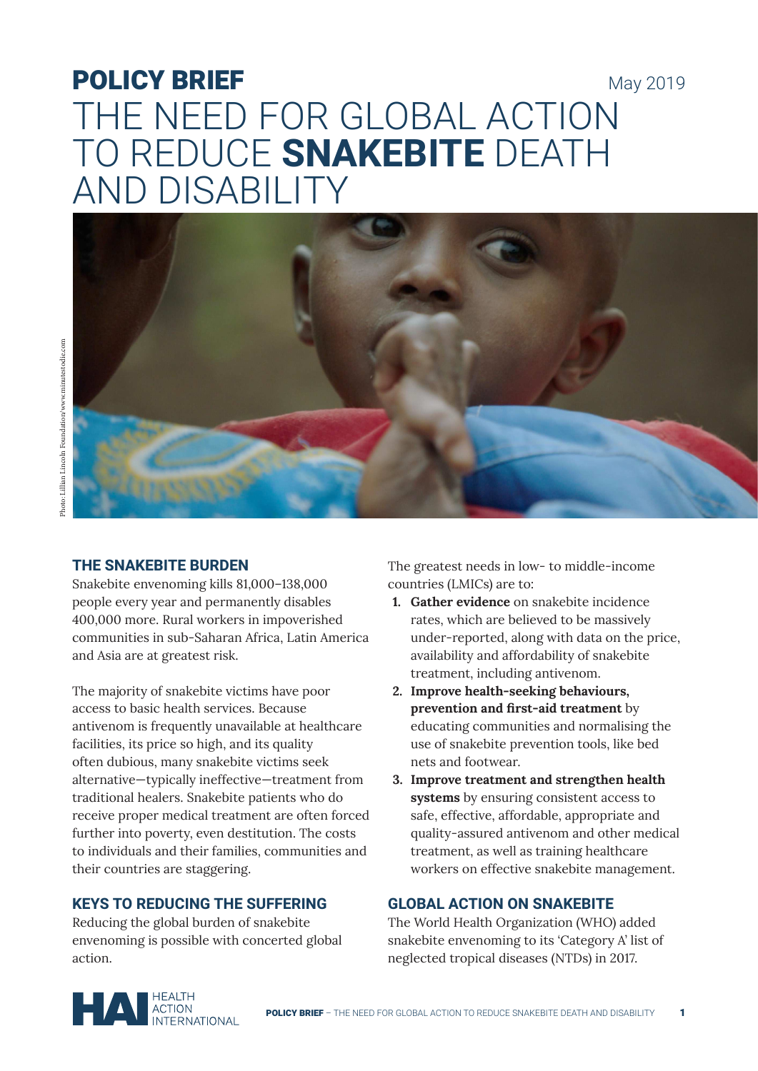**POLICY BRIEF** May 2019

# THE NEED FOR GLOBAL ACTION TO REDUCE **SNAKEBITE** DEATH AND DISABILITY

Photo: Lillian Lincoln Foundation/www.minutestodie.com

## THE SNAKEBITE BURDEN

Snakebite envenoming kills 81,000–138,000 people every year and permanently disables 400,000 more. Rural workers in impoverished communities in sub-Saharan Africa, Latin America and Asia are at greatest risk.

The majority of snakebite victims have poor access to basic health services. Because antivenom is frequently unavailable at healthcare facilities, its price so high, and its quality often dubious, many snakebite victims seek alternative—typically ineffective—treatment from traditional healers. Snakebite patients who do receive proper medical treatment are often forced further into poverty, even destitution. The costs to individuals and their families, communities and their countries are staggering.

## KEYS TO REDUCING THE SUFFERING

Reducing the global burden of snakebite envenoming is possible with concerted global action.

The greatest needs in low- to middle-income countries (LMICs) are to:

1. **Gather evidence** on snakebite incidence rates, which are believed to be massively under-reported, along with data on the price, availability and affordability of snakebite treatment, including antivenom.
2. **Improve health-seeking behaviours, prevention and first-aid treatment** by educating communities and normalising the use of snakebite prevention tools, like bed nets and footwear.
3. **Improve treatment and strengthen health systems** by ensuring consistent access to safe, effective, affordable, appropriate and quality-assured antivenom and other medical treatment, as well as training healthcare workers on effective snakebite management.

## GLOBAL ACTION ON SNAKEBITE

The World Health Organization (WHO) added snakebite envenoming to its 'Category A' list of neglected tropical diseases (NTDs) in 2017.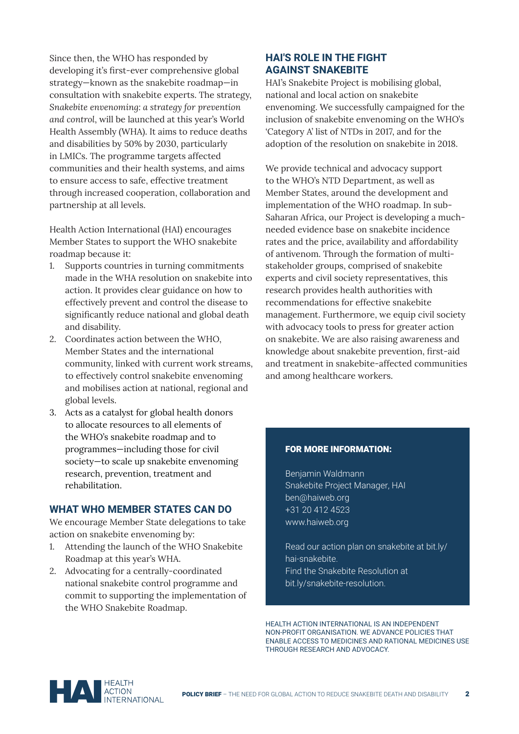Since then, the WHO has responded by developing it's first-ever comprehensive global strategy—known as the snakebite roadmap—in consultation with snakebite experts. The strategy, *Snakebite envenoming: a strategy for prevention and control*, will be launched at this year's World Health Assembly (WHA). It aims to reduce deaths and disabilities by 50% by 2030, particularly in LMICs. The programme targets affected communities and their health systems, and aims to ensure access to safe, effective treatment through increased cooperation, collaboration and partnership at all levels.

Health Action International (HAI) encourages Member States to support the WHO snakebite roadmap because it:

1. Supports countries in turning commitments made in the WHA resolution on snakebite into action. It provides clear guidance on how to effectively prevent and control the disease to significantly reduce national and global death and disability.
2. Coordinates action between the WHO, Member States and the international community, linked with current work streams, to effectively control snakebite envenoming and mobilises action at national, regional and global levels.
3. Acts as a catalyst for global health donors to allocate resources to all elements of the WHO's snakebite roadmap and to programmes—including those for civil society—to scale up snakebite envenoming research, prevention, treatment and rehabilitation.

## WHAT WHO MEMBER STATES CAN DO

We encourage Member State delegations to take action on snakebite envenoming by:

1. Attending the launch of the WHO Snakebite Roadmap at this year's WHA.
2. Advocating for a centrally-coordinated national snakebite control programme and commit to supporting the implementation of the WHO Snakebite Roadmap.

## HAI'S ROLE IN THE FIGHT AGAINST SNAKEBITE

HAI's Snakebite Project is mobilising global, national and local action on snakebite envenoming. We successfully campaigned for the inclusion of snakebite envenoming on the WHO's 'Category A' list of NTDs in 2017, and for the adoption of the resolution on snakebite in 2018.

We provide technical and advocacy support to the WHO's NTD Department, as well as Member States, around the development and implementation of the WHO roadmap. In sub-Saharan Africa, our Project is developing a much-needed evidence base on snakebite incidence rates and the price, availability and affordability of antivenom. Through the formation of multi-stakeholder groups, comprised of snakebite experts and civil society representatives, this research provides health authorities with recommendations for effective snakebite management. Furthermore, we equip civil society with advocacy tools to press for greater action on snakebite. We are also raising awareness and knowledge about snakebite prevention, first-aid and treatment in snakebite-affected communities and among healthcare workers.

**FOR MORE INFORMATION:**

Benjamin Waldmann
Snakebite Project Manager, HAI
ben@haiweb.org
+31 20 412 4523
www.haiweb.org

Read our action plan on snakebite at bit.ly/hai-snakebite.
Find the Snakebite Resolution at bit.ly/snakebite-resolution.

HEALTH ACTION INTERNATIONAL IS AN INDEPENDENT NON-PROFIT ORGANISATION. WE ADVANCE POLICIES THAT ENABLE ACCESS TO MEDICINES AND RATIONAL MEDICINES USE THROUGH RESEARCH AND ADVOCACY.